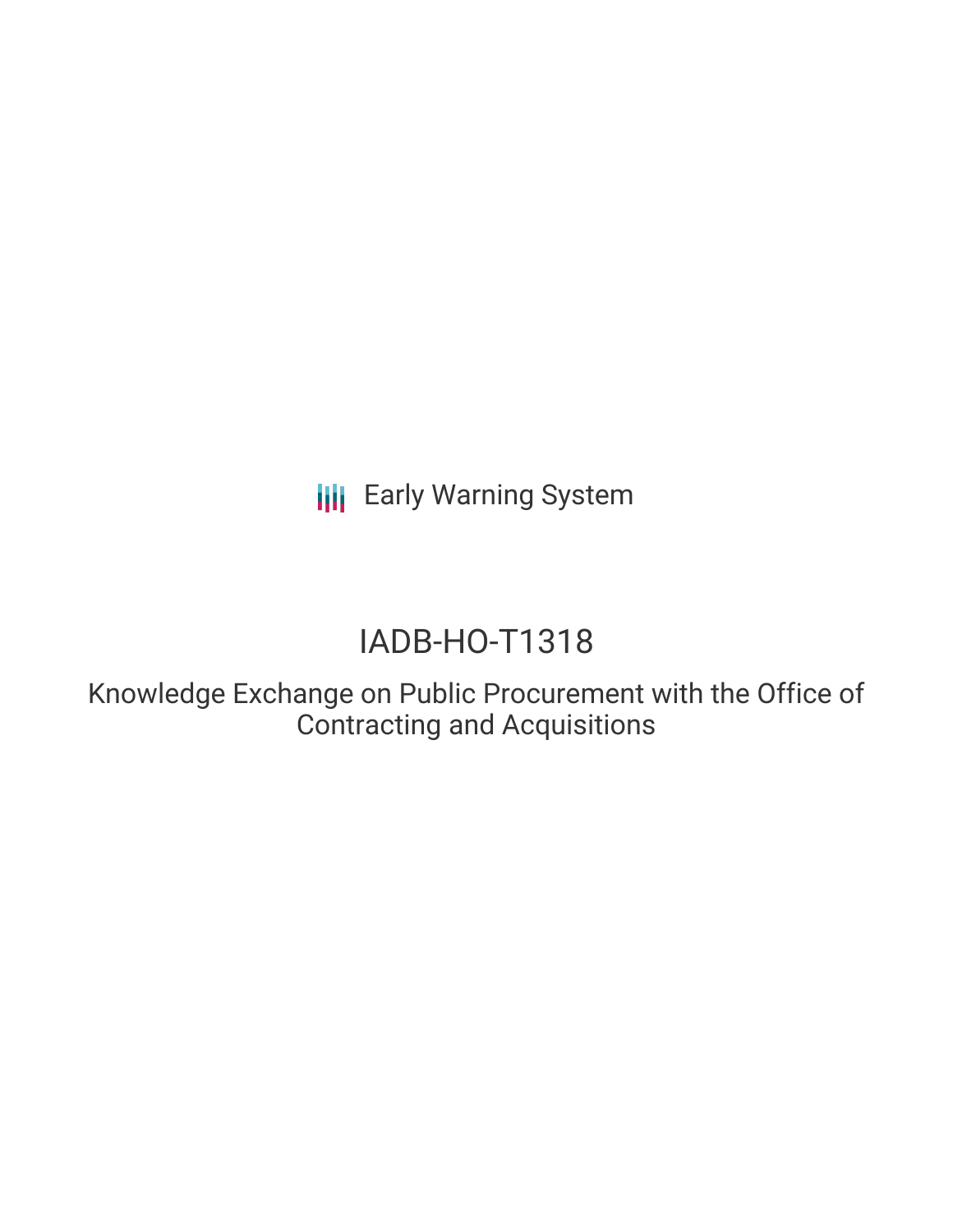Early Warning System

# IADB-HO-T1318

## Knowledge Exchange on Public Procurement with the Office of Contracting and Acquisitions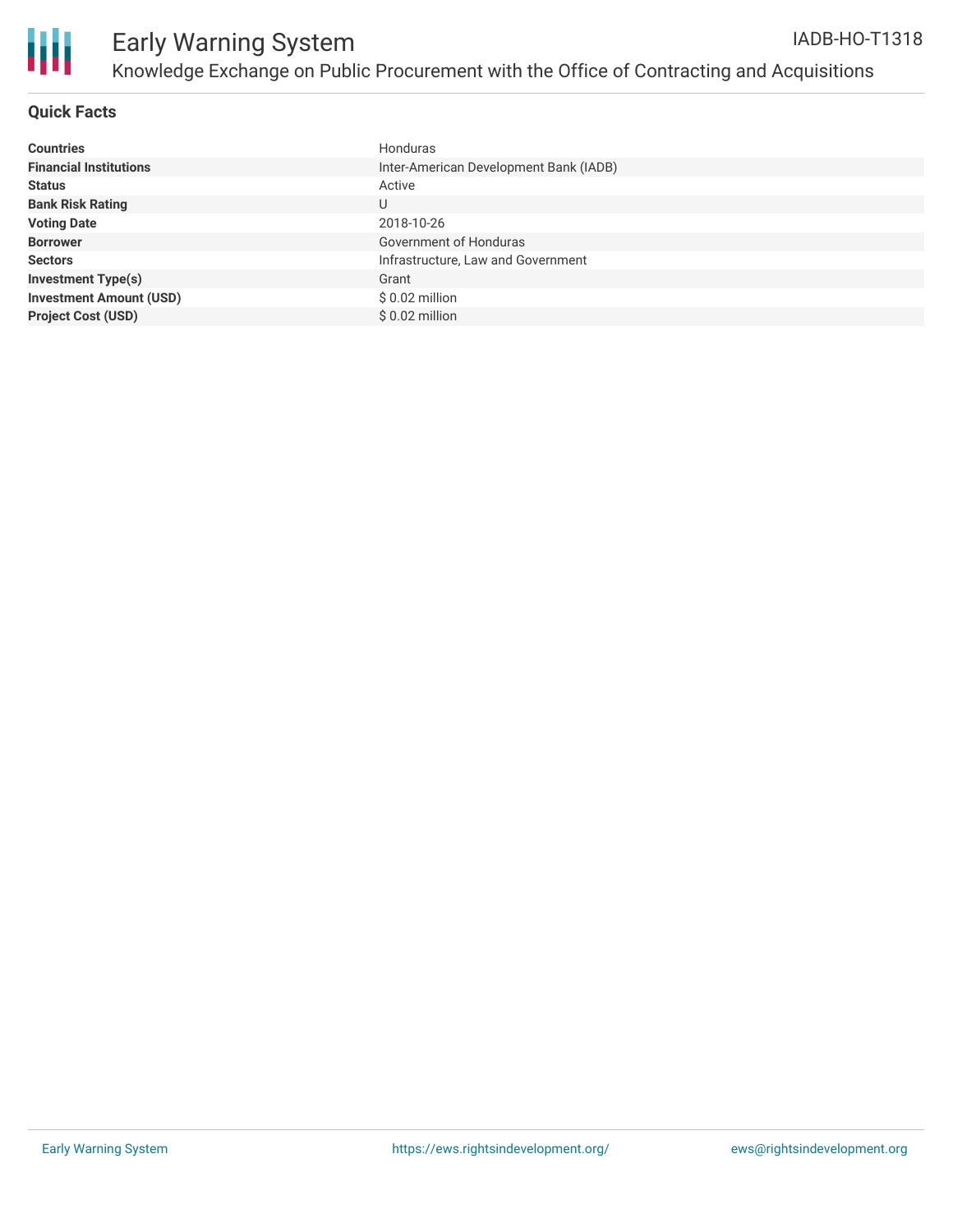# Early Warning System

IADB-HO-T1318

Knowledge Exchange on Public Procurement with the Office of Contracting and Acquisitions

## Quick Facts

| | |
|---|---|
| **Countries** | Honduras |
| **Financial Institutions** | Inter-American Development Bank (IADB) |
| **Status** | Active |
| **Bank Risk Rating** | U |
| **Voting Date** | 2018-10-26 |
| **Borrower** | Government of Honduras |
| **Sectors** | Infrastructure, Law and Government |
| **Investment Type(s)** | Grant |
| **Investment Amount (USD)** | $ 0.02 million |
| **Project Cost (USD)** | $ 0.02 million |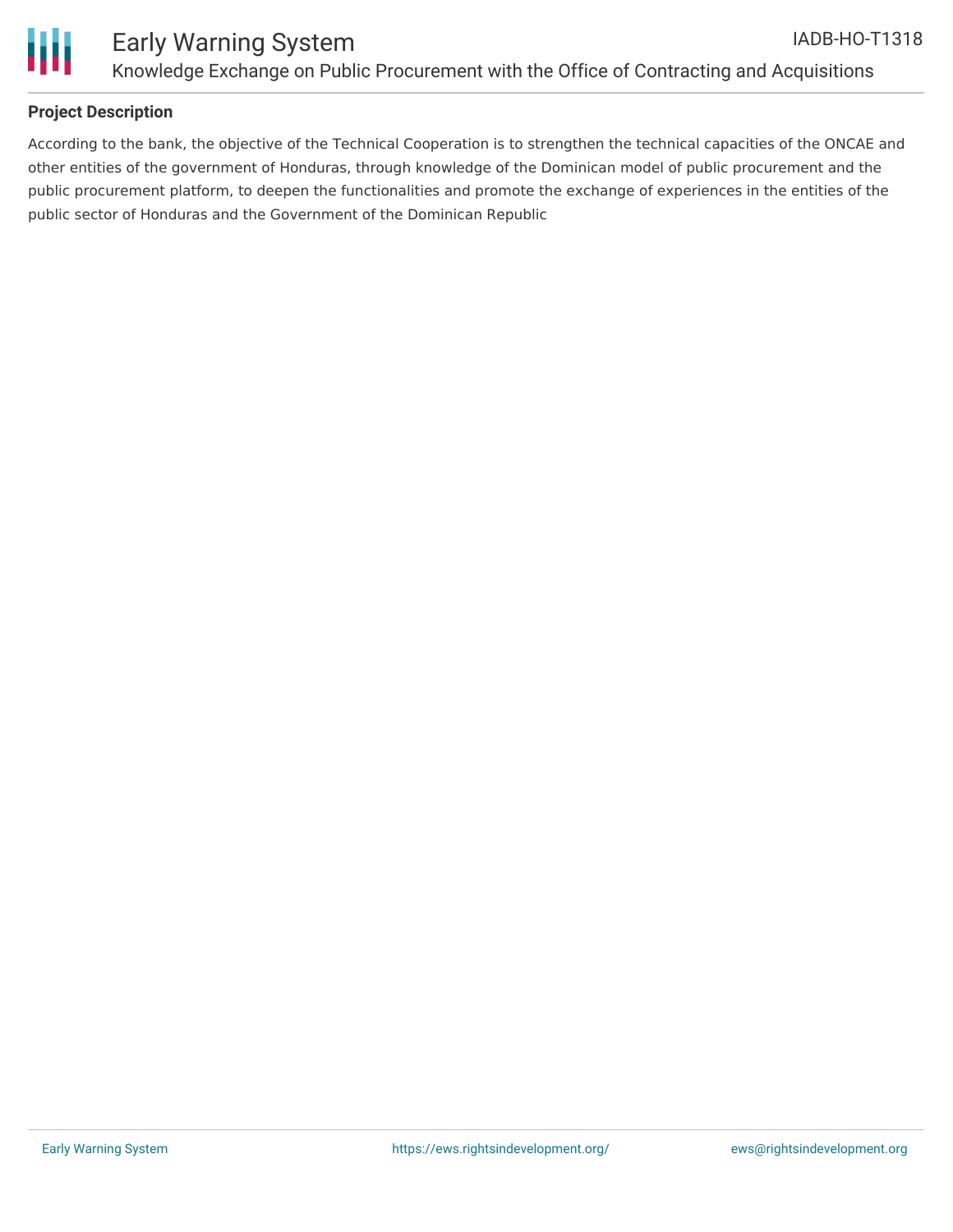## Project Description

According to the bank, the objective of the Technical Cooperation is to strengthen the technical capacities of the ONCAE and other entities of the government of Honduras, through knowledge of the Dominican model of public procurement and the public procurement platform, to deepen the functionalities and promote the exchange of experiences in the entities of the public sector of Honduras and the Government of the Dominican Republic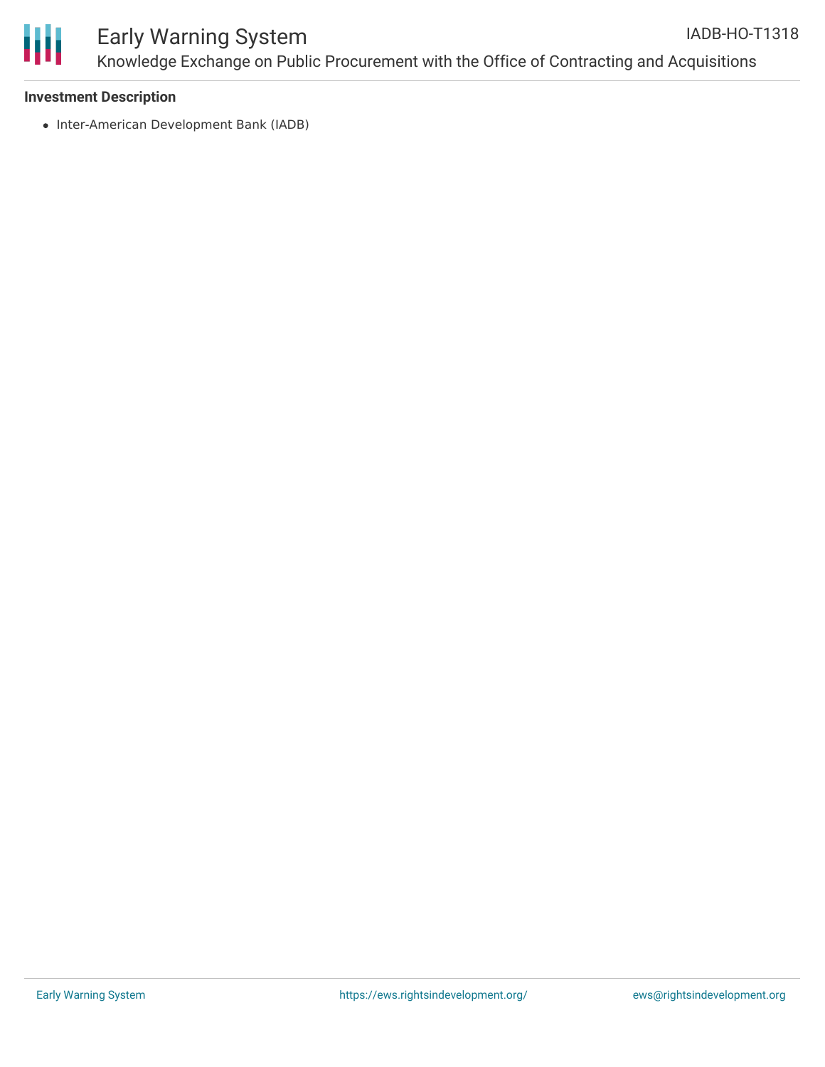**Investment Description**

- Inter-American Development Bank (IADB)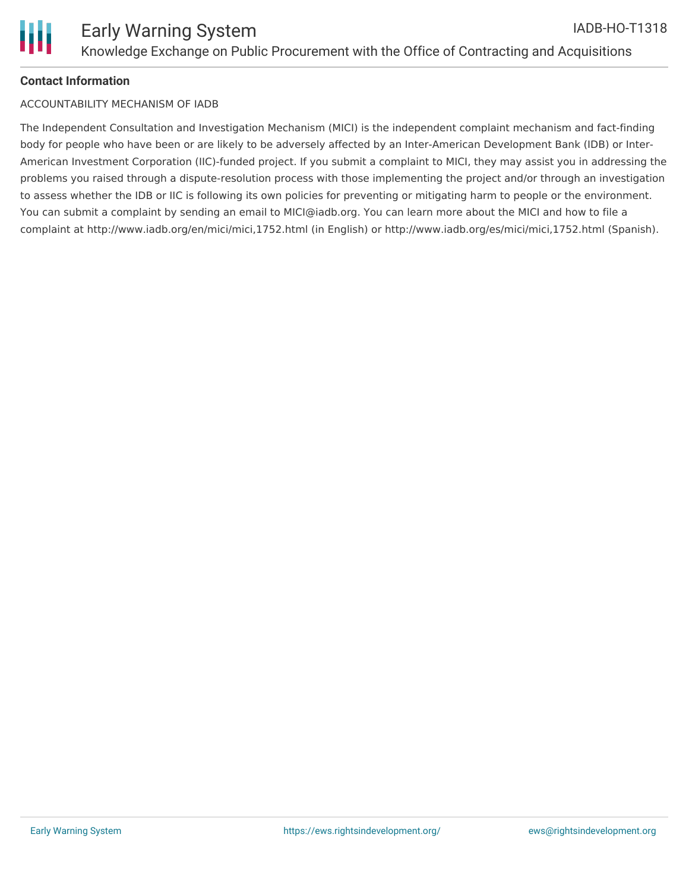**Contact Information**

ACCOUNTABILITY MECHANISM OF IADB

The Independent Consultation and Investigation Mechanism (MICI) is the independent complaint mechanism and fact-finding body for people who have been or are likely to be adversely affected by an Inter-American Development Bank (IDB) or Inter-American Investment Corporation (IIC)-funded project. If you submit a complaint to MICI, they may assist you in addressing the problems you raised through a dispute-resolution process with those implementing the project and/or through an investigation to assess whether the IDB or IIC is following its own policies for preventing or mitigating harm to people or the environment. You can submit a complaint by sending an email to MICI@iadb.org. You can learn more about the MICI and how to file a complaint at http://www.iadb.org/en/mici/mici,1752.html (in English) or http://www.iadb.org/es/mici/mici,1752.html (Spanish).